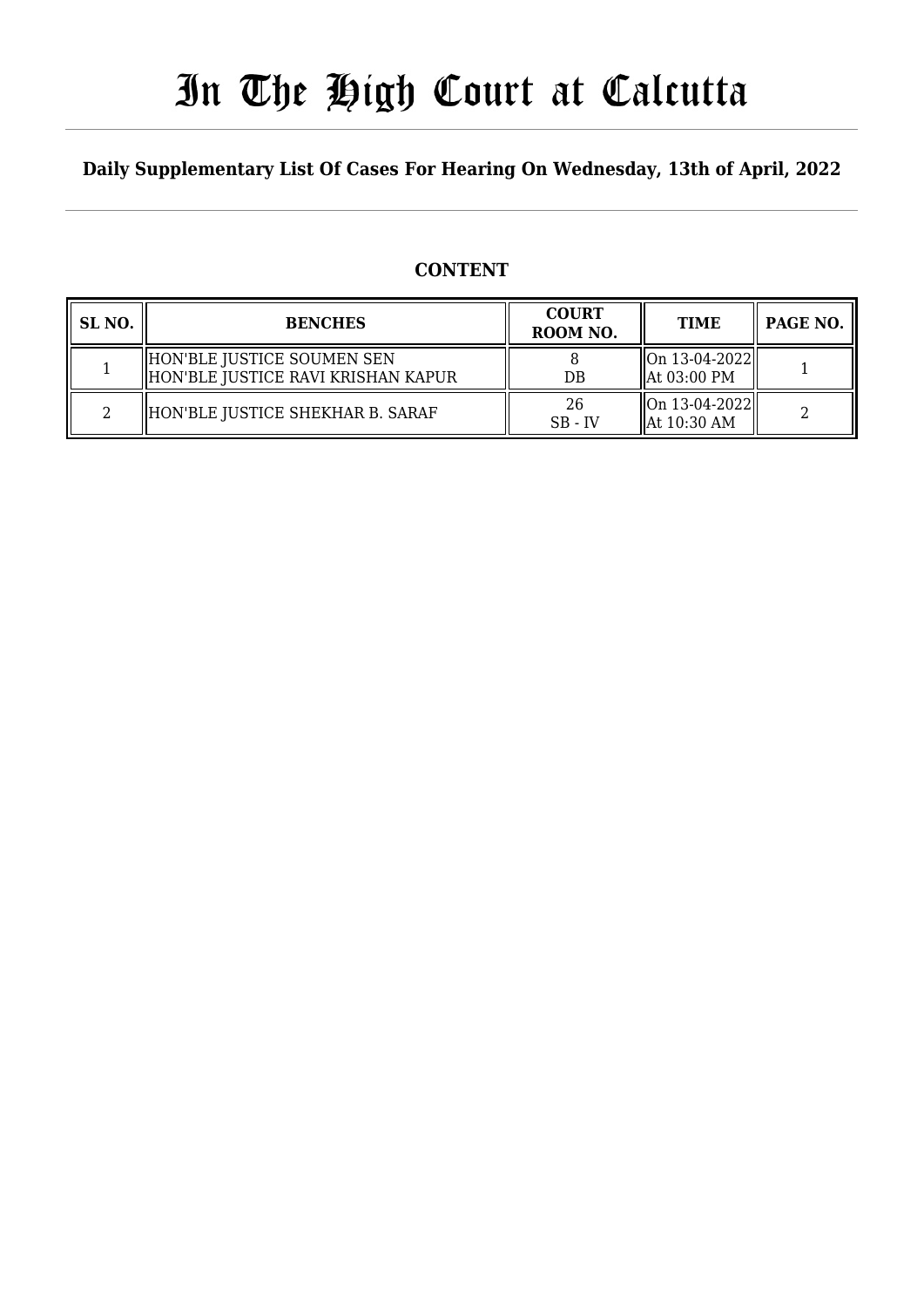# In The High Court at Calcutta

**Daily Supplementary List Of Cases For Hearing On Wednesday, 13th of April, 2022**

## CONTENT

| SL NO. | BENCHES | COURT ROOM NO. | TIME | PAGE NO. |
|---|---|---|---|---|
| 1 | HON'BLE JUSTICE SOUMEN SEN<br>HON'BLE JUSTICE RAVI KRISHAN KAPUR | 8<br>DB | On 13-04-2022<br>At 03:00 PM | 1 |
| 2 | HON'BLE JUSTICE SHEKHAR B. SARAF | 26<br>SB - IV | On 13-04-2022<br>At 10:30 AM | 2 |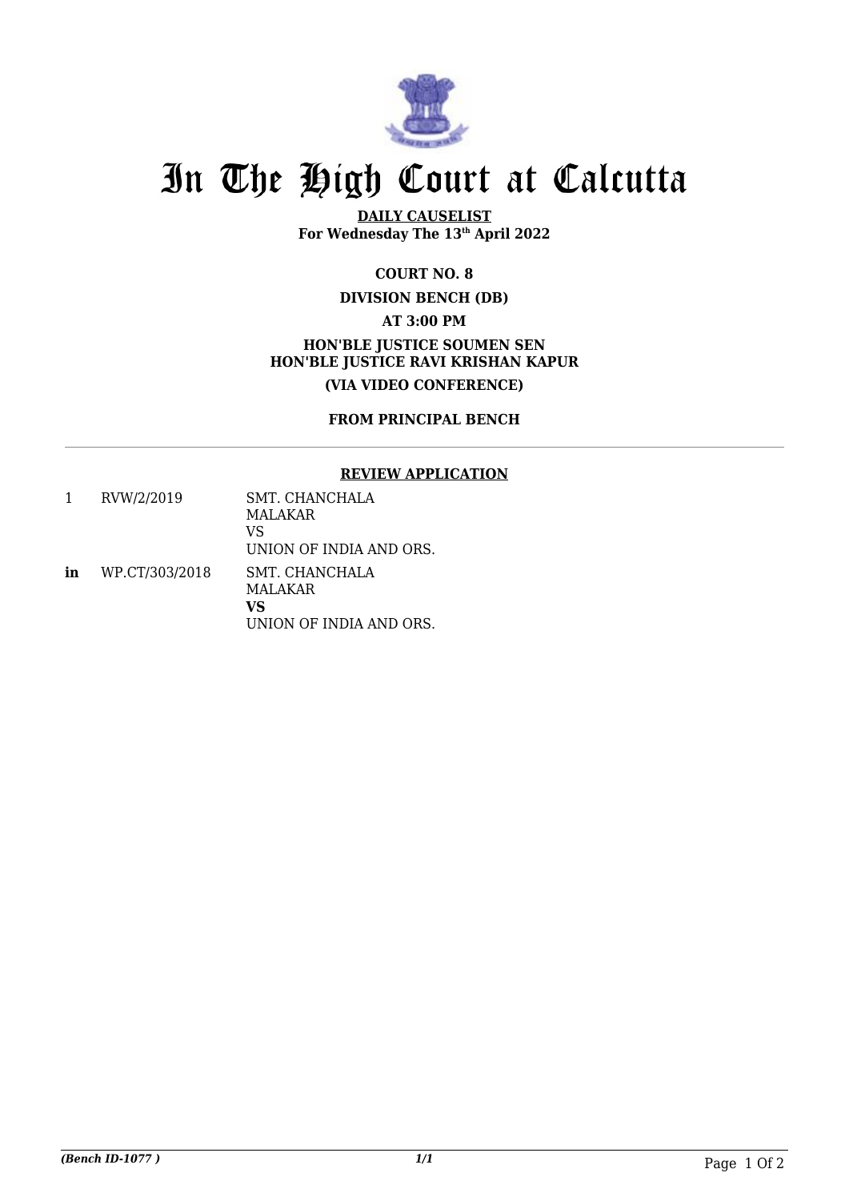# In The High Court at Calcutta

**DAILY CAUSELIST**
**For Wednesday The 13th April 2022**

**COURT NO. 8**

**DIVISION BENCH (DB)**

**AT 3:00 PM**

**HON'BLE JUSTICE SOUMEN SEN**
**HON'BLE JUSTICE RAVI KRISHAN KAPUR**

**(VIA VIDEO CONFERENCE)**

**FROM PRINCIPAL BENCH**

---

**REVIEW APPLICATION**

| | | |
|---|---|---|
| 1 | RVW/2/2019 | SMT. CHANCHALA MALAKAR<br>VS<br>UNION OF INDIA AND ORS. |
| **in** | WP.CT/303/2018 | SMT. CHANCHALA MALAKAR<br>**VS**<br>UNION OF INDIA AND ORS. |

*(Bench ID-1077 )* *1/1*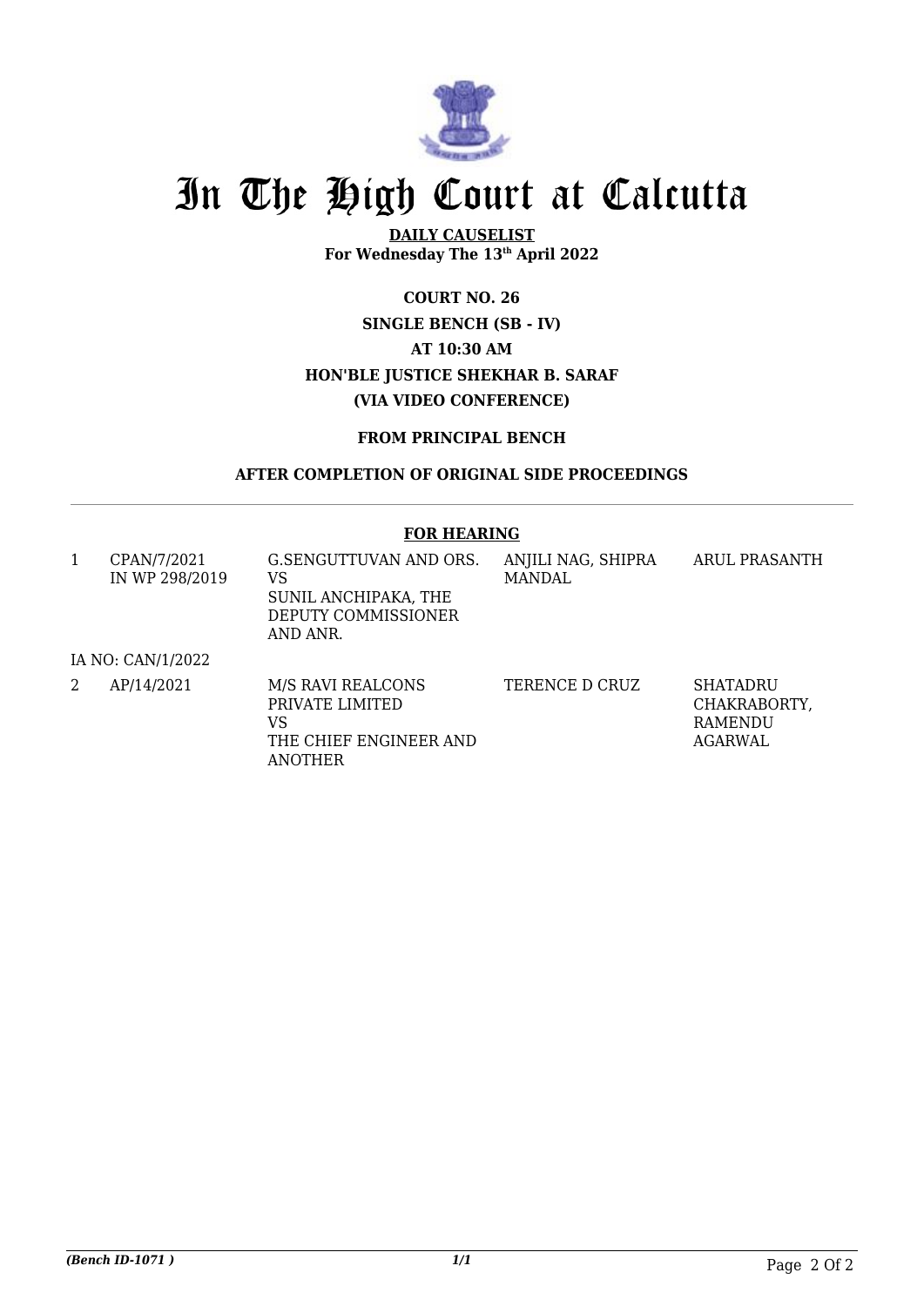# In The High Court at Calcutta

**DAILY CAUSELIST**
**For Wednesday The 13th April 2022**

**COURT NO. 26**

**SINGLE BENCH (SB - IV)**

**AT 10:30 AM**

**HON'BLE JUSTICE SHEKHAR B. SARAF**

**(VIA VIDEO CONFERENCE)**

**FROM PRINCIPAL BENCH**

**AFTER COMPLETION OF ORIGINAL SIDE PROCEEDINGS**

**FOR HEARING**

| | | | | |
|---|---|---|---|---|
| 1 | CPAN/7/2021 IN WP 298/2019 | G.SENGUTTUVAN AND ORS. VS SUNIL ANCHIPAKA, THE DEPUTY COMMISSIONER AND ANR. | ANJILI NAG, SHIPRA MANDAL | ARUL PRASANTH |
| | IA NO: CAN/1/2022 | | | |
| 2 | AP/14/2021 | M/S RAVI REALCONS PRIVATE LIMITED VS THE CHIEF ENGINEER AND ANOTHER | TERENCE D CRUZ | SHATADRU CHAKRABORTY, RAMENDU AGARWAL |

*(Bench ID-1071 )*